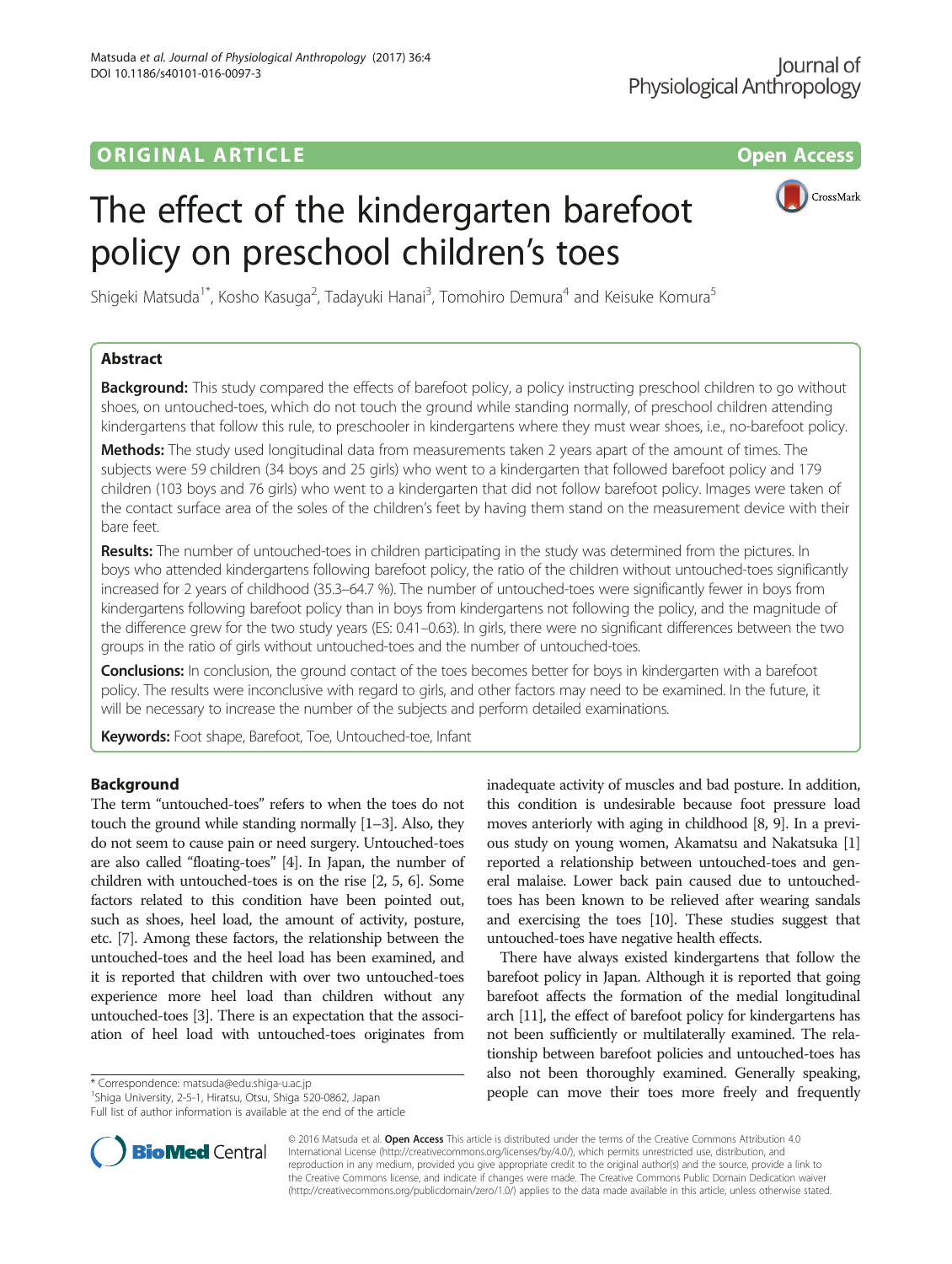ORIGINAL ARTICLE

Open Access

# The effect of the kindergarten barefoot policy on preschool children's toes

Shigeki Matsuda[1*], Kosho Kasuga[2], Tadayuki Hanai[3], Tomohiro Demura[4] and Keisuke Komura[5]

## Abstract

**Background:** This study compared the effects of barefoot policy, a policy instructing preschool children to go without shoes, on untouched-toes, which do not touch the ground while standing normally, of preschool children attending kindergartens that follow this rule, to preschooler in kindergartens where they must wear shoes, i.e., no-barefoot policy.

**Methods:** The study used longitudinal data from measurements taken 2 years apart of the amount of times. The subjects were 59 children (34 boys and 25 girls) who went to a kindergarten that followed barefoot policy and 179 children (103 boys and 76 girls) who went to a kindergarten that did not follow barefoot policy. Images were taken of the contact surface area of the soles of the children's feet by having them stand on the measurement device with their bare feet.

**Results:** The number of untouched-toes in children participating in the study was determined from the pictures. In boys who attended kindergartens following barefoot policy, the ratio of the children without untouched-toes significantly increased for 2 years of childhood (35.3–64.7 %). The number of untouched-toes were significantly fewer in boys from kindergartens following barefoot policy than in boys from kindergartens not following the policy, and the magnitude of the difference grew for the two study years (ES: 0.41–0.63). In girls, there were no significant differences between the two groups in the ratio of girls without untouched-toes and the number of untouched-toes.

**Conclusions:** In conclusion, the ground contact of the toes becomes better for boys in kindergarten with a barefoot policy. The results were inconclusive with regard to girls, and other factors may need to be examined. In the future, it will be necessary to increase the number of the subjects and perform detailed examinations.

**Keywords:** Foot shape, Barefoot, Toe, Untouched-toe, Infant

## Background

The term "untouched-toes" refers to when the toes do not touch the ground while standing normally [1–3]. Also, they do not seem to cause pain or need surgery. Untouched-toes are also called "floating-toes" [4]. In Japan, the number of children with untouched-toes is on the rise [2, 5, 6]. Some factors related to this condition have been pointed out, such as shoes, heel load, the amount of activity, posture, etc. [7]. Among these factors, the relationship between the untouched-toes and the heel load has been examined, and it is reported that children with over two untouched-toes experience more heel load than children without any untouched-toes [3]. There is an expectation that the association of heel load with untouched-toes originates from inadequate activity of muscles and bad posture. In addition, this condition is undesirable because foot pressure load moves anteriorly with aging in childhood [8, 9]. In a previous study on young women, Akamatsu and Nakatsuka [1] reported a relationship between untouched-toes and general malaise. Lower back pain caused due to untouched-toes has been known to be relieved after wearing sandals and exercising the toes [10]. These studies suggest that untouched-toes have negative health effects.

There have always existed kindergartens that follow the barefoot policy in Japan. Although it is reported that going barefoot affects the formation of the medial longitudinal arch [11], the effect of barefoot policy for kindergartens has not been sufficiently or multilaterally examined. The relationship between barefoot policies and untouched-toes has also not been thoroughly examined. Generally speaking, people can move their toes more freely and frequently

\* Correspondence: matsuda@edu.shiga-u.ac.jp
[1]Shiga University, 2-5-1, Hiratsu, Otsu, Shiga 520-0862, Japan
Full list of author information is available at the end of the article

© 2016 Matsuda et al. **Open Access** This article is distributed under the terms of the Creative Commons Attribution 4.0 International License (http://creativecommons.org/licenses/by/4.0/), which permits unrestricted use, distribution, and reproduction in any medium, provided you give appropriate credit to the original author(s) and the source, provide a link to the Creative Commons license, and indicate if changes were made. The Creative Commons Public Domain Dedication waiver (http://creativecommons.org/publicdomain/zero/1.0/) applies to the data made available in this article, unless otherwise stated.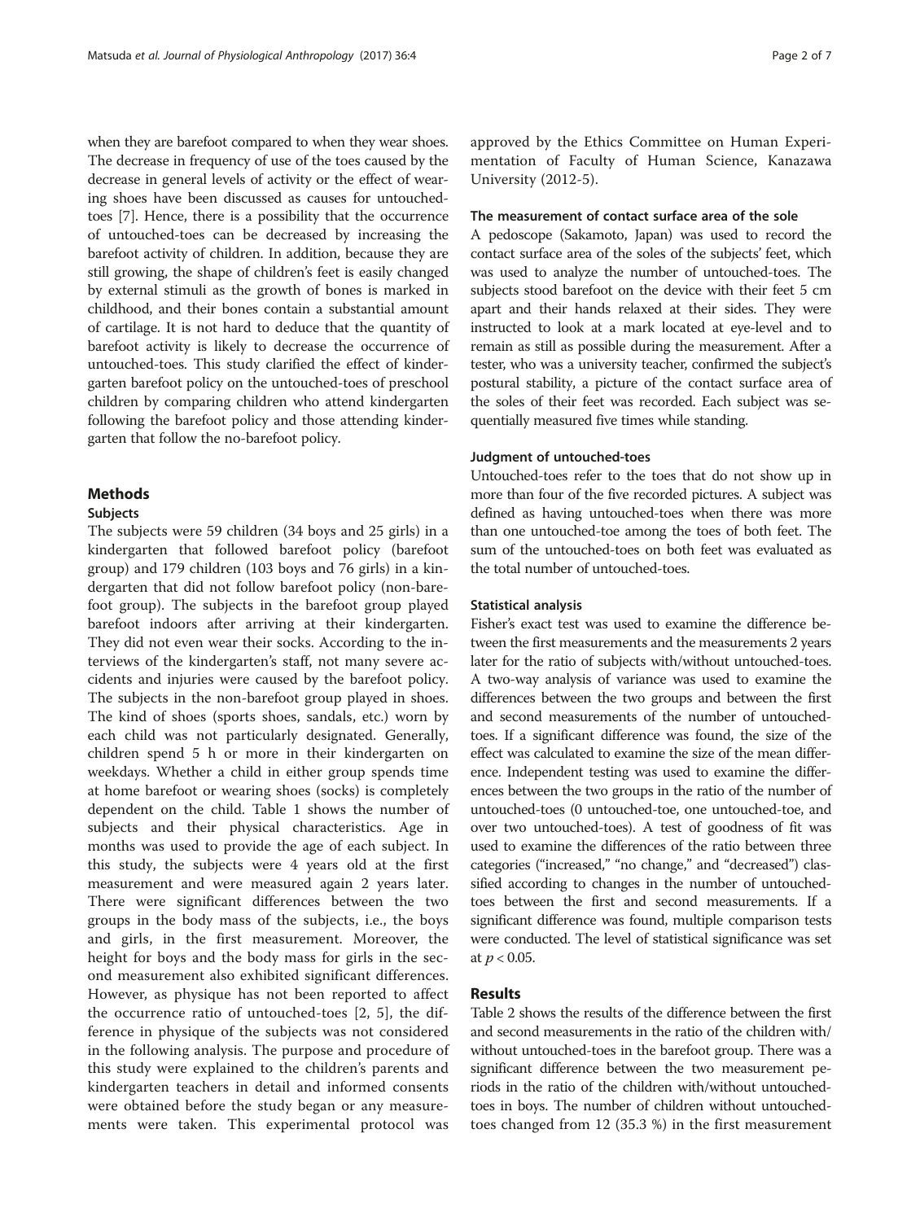when they are barefoot compared to when they wear shoes. The decrease in frequency of use of the toes caused by the decrease in general levels of activity or the effect of wearing shoes have been discussed as causes for untouched-toes [7]. Hence, there is a possibility that the occurrence of untouched-toes can be decreased by increasing the barefoot activity of children. In addition, because they are still growing, the shape of children's feet is easily changed by external stimuli as the growth of bones is marked in childhood, and their bones contain a substantial amount of cartilage. It is not hard to deduce that the quantity of barefoot activity is likely to decrease the occurrence of untouched-toes. This study clarified the effect of kindergarten barefoot policy on the untouched-toes of preschool children by comparing children who attend kindergarten following the barefoot policy and those attending kindergarten that follow the no-barefoot policy.

## Methods

### Subjects

The subjects were 59 children (34 boys and 25 girls) in a kindergarten that followed barefoot policy (barefoot group) and 179 children (103 boys and 76 girls) in a kindergarten that did not follow barefoot policy (non-barefoot group). The subjects in the barefoot group played barefoot indoors after arriving at their kindergarten. They did not even wear their socks. According to the interviews of the kindergarten's staff, not many severe accidents and injuries were caused by the barefoot policy. The subjects in the non-barefoot group played in shoes. The kind of shoes (sports shoes, sandals, etc.) worn by each child was not particularly designated. Generally, children spend 5 h or more in their kindergarten on weekdays. Whether a child in either group spends time at home barefoot or wearing shoes (socks) is completely dependent on the child. Table 1 shows the number of subjects and their physical characteristics. Age in months was used to provide the age of each subject. In this study, the subjects were 4 years old at the first measurement and were measured again 2 years later. There were significant differences between the two groups in the body mass of the subjects, i.e., the boys and girls, in the first measurement. Moreover, the height for boys and the body mass for girls in the second measurement also exhibited significant differences. However, as physique has not been reported to affect the occurrence ratio of untouched-toes [2, 5], the difference in physique of the subjects was not considered in the following analysis. The purpose and procedure of this study were explained to the children's parents and kindergarten teachers in detail and informed consents were obtained before the study began or any measurements were taken. This experimental protocol was approved by the Ethics Committee on Human Experimentation of Faculty of Human Science, Kanazawa University (2012-5).

### The measurement of contact surface area of the sole

A pedoscope (Sakamoto, Japan) was used to record the contact surface area of the soles of the subjects' feet, which was used to analyze the number of untouched-toes. The subjects stood barefoot on the device with their feet 5 cm apart and their hands relaxed at their sides. They were instructed to look at a mark located at eye-level and to remain as still as possible during the measurement. After a tester, who was a university teacher, confirmed the subject's postural stability, a picture of the contact surface area of the soles of their feet was recorded. Each subject was sequentially measured five times while standing.

### Judgment of untouched-toes

Untouched-toes refer to the toes that do not show up in more than four of the five recorded pictures. A subject was defined as having untouched-toes when there was more than one untouched-toe among the toes of both feet. The sum of the untouched-toes on both feet was evaluated as the total number of untouched-toes.

### Statistical analysis

Fisher's exact test was used to examine the difference between the first measurements and the measurements 2 years later for the ratio of subjects with/without untouched-toes. A two-way analysis of variance was used to examine the differences between the two groups and between the first and second measurements of the number of untouched-toes. If a significant difference was found, the size of the effect was calculated to examine the size of the mean difference. Independent testing was used to examine the differences between the two groups in the ratio of the number of untouched-toes (0 untouched-toe, one untouched-toe, and over two untouched-toes). A test of goodness of fit was used to examine the differences of the ratio between three categories ("increased," "no change," and "decreased") classified according to changes in the number of untouched-toes between the first and second measurements. If a significant difference was found, multiple comparison tests were conducted. The level of statistical significance was set at $p < 0.05$.

## Results

Table 2 shows the results of the difference between the first and second measurements in the ratio of the children with/without untouched-toes in the barefoot group. There was a significant difference between the two measurement periods in the ratio of the children with/without untouched-toes in boys. The number of children without untouched-toes changed from 12 (35.3 %) in the first measurement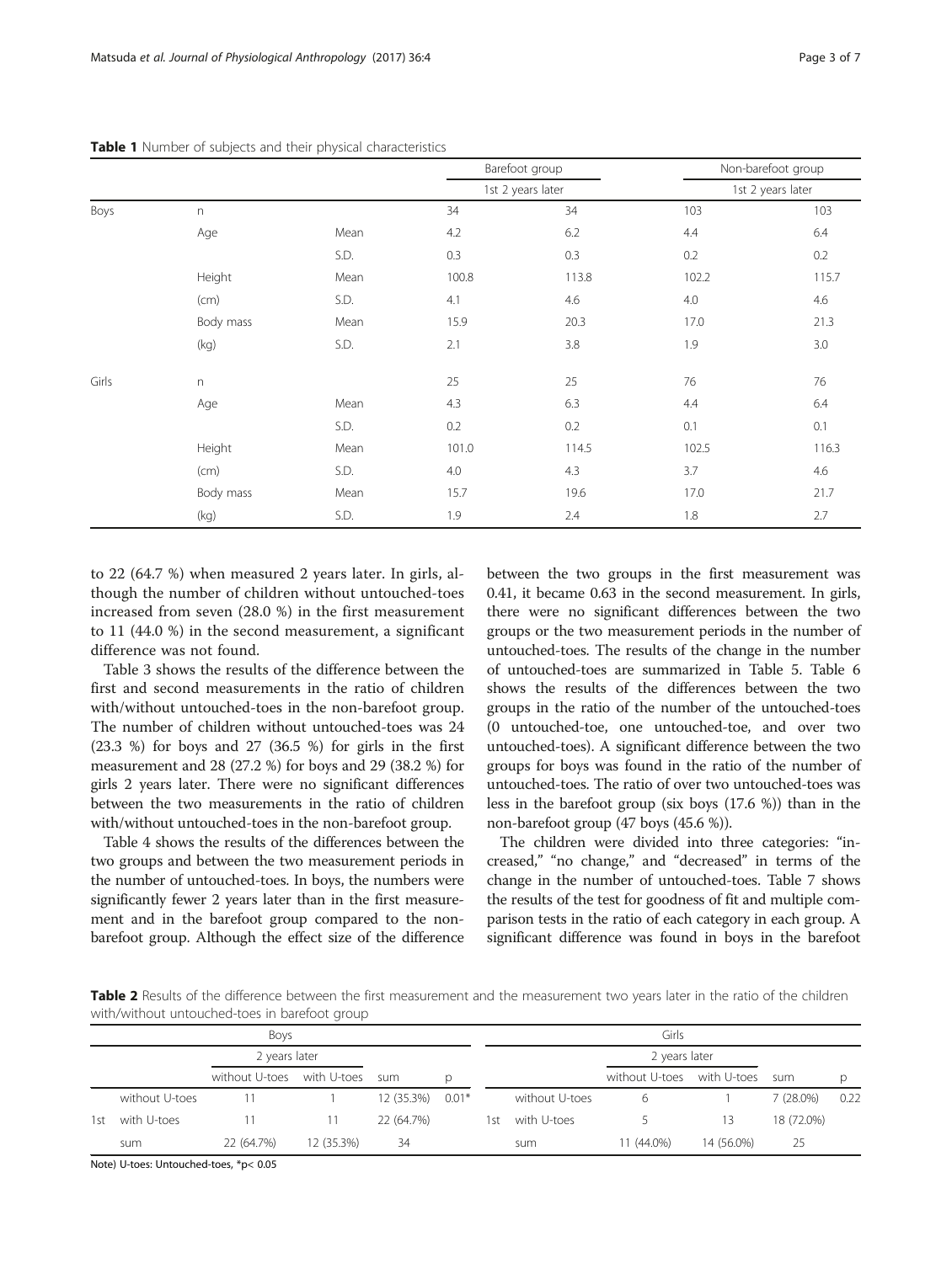**Table 1** Number of subjects and their physical characteristics

| | | | Barefoot group | | Non-barefoot group | |
|---|---|---|---|---|---|---|
| | | | 1st | 2 years later | 1st | 2 years later |
| Boys | n | | 34 | 34 | 103 | 103 |
| | Age | Mean | 4.2 | 6.2 | 4.4 | 6.4 |
| | | S.D. | 0.3 | 0.3 | 0.2 | 0.2 |
| | Height | Mean | 100.8 | 113.8 | 102.2 | 115.7 |
| | (cm) | S.D. | 4.1 | 4.6 | 4.0 | 4.6 |
| | Body mass | Mean | 15.9 | 20.3 | 17.0 | 21.3 |
| | (kg) | S.D. | 2.1 | 3.8 | 1.9 | 3.0 |
| Girls | n | | 25 | 25 | 76 | 76 |
| | Age | Mean | 4.3 | 6.3 | 4.4 | 6.4 |
| | | S.D. | 0.2 | 0.2 | 0.1 | 0.1 |
| | Height | Mean | 101.0 | 114.5 | 102.5 | 116.3 |
| | (cm) | S.D. | 4.0 | 4.3 | 3.7 | 4.6 |
| | Body mass | Mean | 15.7 | 19.6 | 17.0 | 21.7 |
| | (kg) | S.D. | 1.9 | 2.4 | 1.8 | 2.7 |

to 22 (64.7 %) when measured 2 years later. In girls, although the number of children without untouched-toes increased from seven (28.0 %) in the first measurement to 11 (44.0 %) in the second measurement, a significant difference was not found.

Table 3 shows the results of the difference between the first and second measurements in the ratio of children with/without untouched-toes in the non-barefoot group. The number of children without untouched-toes was 24 (23.3 %) for boys and 27 (36.5 %) for girls in the first measurement and 28 (27.2 %) for boys and 29 (38.2 %) for girls 2 years later. There were no significant differences between the two measurements in the ratio of children with/without untouched-toes in the non-barefoot group.

Table 4 shows the results of the differences between the two groups and between the two measurement periods in the number of untouched-toes. In boys, the numbers were significantly fewer 2 years later than in the first measurement and in the barefoot group compared to the non-barefoot group. Although the effect size of the difference between the two groups in the first measurement was 0.41, it became 0.63 in the second measurement. In girls, there were no significant differences between the two groups or the two measurement periods in the number of untouched-toes. The results of the change in the number of untouched-toes are summarized in Table 5. Table 6 shows the results of the differences between the two groups in the ratio of the number of the untouched-toes (0 untouched-toe, one untouched-toe, and over two untouched-toes). A significant difference between the two groups for boys was found in the ratio of the number of untouched-toes. The ratio of over two untouched-toes was less in the barefoot group (six boys (17.6 %)) than in the non-barefoot group (47 boys (45.6 %)).

The children were divided into three categories: "increased," "no change," and "decreased" in terms of the change in the number of untouched-toes. Table 7 shows the results of the test for goodness of fit and multiple comparison tests in the ratio of each category in each group. A significant difference was found in boys in the barefoot

**Table 2** Results of the difference between the first measurement and the measurement two years later in the ratio of the children with/without untouched-toes in barefoot group

| | Boys | | | | | Girls | | | | |
|---|---|---|---|---|---|---|---|---|---|---|
| | | 2 years later | | | | | 2 years later | | | |
| | | without U-toes | with U-toes | sum | p | | without U-toes | with U-toes | sum | p |
| 1st | without U-toes | 11 | 1 | 12 (35.3%) | 0.01* | without U-toes | 6 | 1 | 7 (28.0%) | 0.22 |
| | with U-toes | 11 | 11 | 22 (64.7%) | | with U-toes | 5 | 13 | 18 (72.0%) | |
| | sum | 22 (64.7%) | 12 (35.3%) | 34 | | sum | 11 (44.0%) | 14 (56.0%) | 25 | |

Note) U-toes: Untouched-toes, *p< 0.05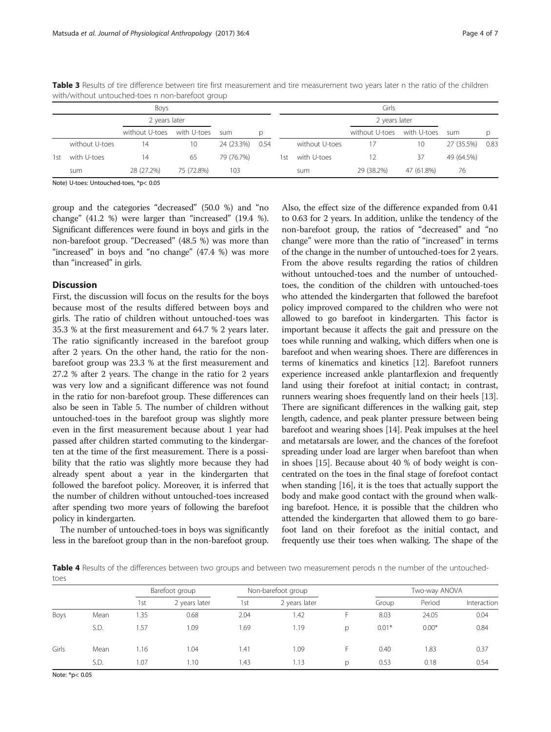**Table 3** Results of tire difference between tire first measurement and tire measurement two years later n the ratio of the children with/without untouched-toes n non-barefoot group

| | | Boys | | | | | | Girls | | | |
|---|---|---|---|---|---|---|---|---|---|---|---|
| | | 2 years later | | | | | | 2 years later | | | |
| | | without U-toes | with U-toes | sum | p | | | without U-toes | with U-toes | sum | p |
| 1st | without U-toes | 14 | 10 | 24 (23.3%) | 0.54 | 1st | without U-toes | 17 | 10 | 27 (35.5%) | 0.83 |
| | with U-toes | 14 | 65 | 79 (76.7%) | | | with U-toes | 12 | 37 | 49 (64.5%) | |
| | sum | 28 (27.2%) | 75 (72.8%) | 103 | | | sum | 29 (38.2%) | 47 (61.8%) | 76 | |

Note) U-toes: Untouched-toes, *p< 0.05

group and the categories "decreased" (50.0 %) and "no change" (41.2 %) were larger than "increased" (19.4 %). Significant differences were found in boys and girls in the non-barefoot group. "Decreased" (48.5 %) was more than "increased" in boys and "no change" (47.4 %) was more than "increased" in girls.

## Discussion

First, the discussion will focus on the results for the boys because most of the results differed between boys and girls. The ratio of children without untouched-toes was 35.3 % at the first measurement and 64.7 % 2 years later. The ratio significantly increased in the barefoot group after 2 years. On the other hand, the ratio for the non-barefoot group was 23.3 % at the first measurement and 27.2 % after 2 years. The change in the ratio for 2 years was very low and a significant difference was not found in the ratio for non-barefoot group. These differences can also be seen in Table 5. The number of children without untouched-toes in the barefoot group was slightly more even in the first measurement because about 1 year had passed after children started commuting to the kindergarten at the time of the first measurement. There is a possibility that the ratio was slightly more because they had already spent about a year in the kindergarten that followed the barefoot policy. Moreover, it is inferred that the number of children without untouched-toes increased after spending two more years of following the barefoot policy in kindergarten.

The number of untouched-toes in boys was significantly less in the barefoot group than in the non-barefoot group. Also, the effect size of the difference expanded from 0.41 to 0.63 for 2 years. In addition, unlike the tendency of the non-barefoot group, the ratios of "decreased" and "no change" were more than the ratio of "increased" in terms of the change in the number of untouched-toes for 2 years. From the above results regarding the ratios of children without untouched-toes and the number of untouched-toes, the condition of the children with untouched-toes who attended the kindergarten that followed the barefoot policy improved compared to the children who were not allowed to go barefoot in kindergarten. This factor is important because it affects the gait and pressure on the toes while running and walking, which differs when one is barefoot and when wearing shoes. There are differences in terms of kinematics and kinetics [12]. Barefoot runners experience increased ankle plantarflexion and frequently land using their forefoot at initial contact; in contrast, runners wearing shoes frequently land on their heels [13]. There are significant differences in the walking gait, step length, cadence, and peak planter pressure between being barefoot and wearing shoes [14]. Peak impulses at the heel and metatarsals are lower, and the chances of the forefoot spreading under load are larger when barefoot than when in shoes [15]. Because about 40 % of body weight is concentrated on the toes in the final stage of forefoot contact when standing [16], it is the toes that actually support the body and make good contact with the ground when walking barefoot. Hence, it is possible that the children who attended the kindergarten that allowed them to go barefoot land on their forefoot as the initial contact, and frequently use their toes when walking. The shape of the

**Table 4** Results of the differences between two groups and between two measurement perods n the number of the untouched-toes

| | | Barefoot group | | Non-barefoot group | | | Two-way ANOVA | | |
|---|---|---|---|---|---|---|---|---|---|
| | | 1st | 2 years later | 1st | 2 years later | | Group | Period | Interaction |
| Boys | Mean | 1.35 | 0.68 | 2.04 | 1.42 | F | 8.03 | 24.05 | 0.04 |
| | S.D. | 1.57 | 1.09 | 1.69 | 1.19 | p | 0.01* | 0.00* | 0.84 |
| Girls | Mean | 1.16 | 1.04 | 1.41 | 1.09 | F | 0.40 | 1.83 | 0.37 |
| | S.D. | 1.07 | 1.10 | 1.43 | 1.13 | p | 0.53 | 0.18 | 0.54 |

Note: *p< 0.05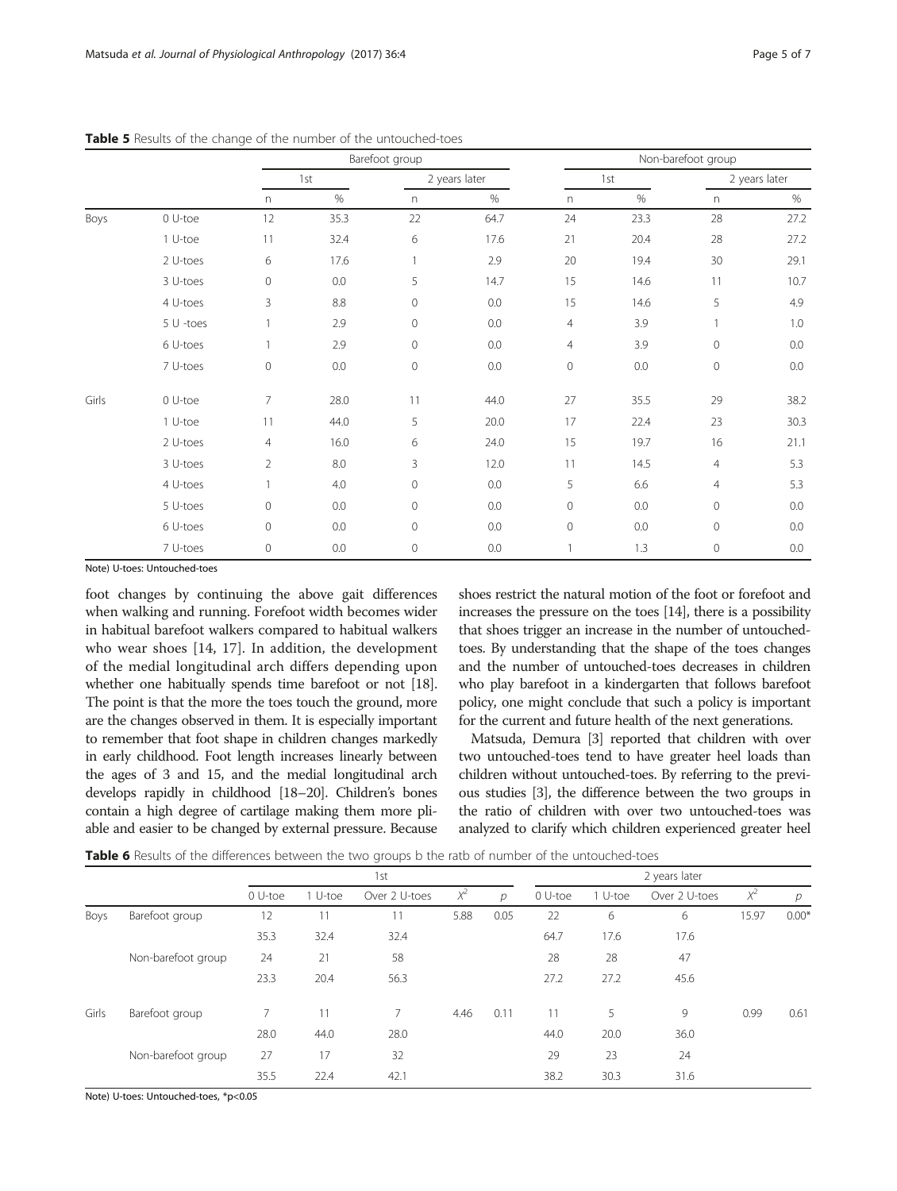**Table 5** Results of the change of the number of the untouched-toes

| | | Barefoot group | | | | Non-barefoot group | | | |
|---|---|---|---|---|---|---|---|---|---|
| | | 1st | | 2 years later | | 1st | | 2 years later | |
| | | n | % | n | % | n | % | n | % |
| Boys | 0 U-toe | 12 | 35.3 | 22 | 64.7 | 24 | 23.3 | 28 | 27.2 |
| | 1 U-toe | 11 | 32.4 | 6 | 17.6 | 21 | 20.4 | 28 | 27.2 |
| | 2 U-toes | 6 | 17.6 | 1 | 2.9 | 20 | 19.4 | 30 | 29.1 |
| | 3 U-toes | 0 | 0.0 | 5 | 14.7 | 15 | 14.6 | 11 | 10.7 |
| | 4 U-toes | 3 | 8.8 | 0 | 0.0 | 15 | 14.6 | 5 | 4.9 |
| | 5 U -toes | 1 | 2.9 | 0 | 0.0 | 4 | 3.9 | 1 | 1.0 |
| | 6 U-toes | 1 | 2.9 | 0 | 0.0 | 4 | 3.9 | 0 | 0.0 |
| | 7 U-toes | 0 | 0.0 | 0 | 0.0 | 0 | 0.0 | 0 | 0.0 |
| Girls | 0 U-toe | 7 | 28.0 | 11 | 44.0 | 27 | 35.5 | 29 | 38.2 |
| | 1 U-toe | 11 | 44.0 | 5 | 20.0 | 17 | 22.4 | 23 | 30.3 |
| | 2 U-toes | 4 | 16.0 | 6 | 24.0 | 15 | 19.7 | 16 | 21.1 |
| | 3 U-toes | 2 | 8.0 | 3 | 12.0 | 11 | 14.5 | 4 | 5.3 |
| | 4 U-toes | 1 | 4.0 | 0 | 0.0 | 5 | 6.6 | 4 | 5.3 |
| | 5 U-toes | 0 | 0.0 | 0 | 0.0 | 0 | 0.0 | 0 | 0.0 |
| | 6 U-toes | 0 | 0.0 | 0 | 0.0 | 0 | 0.0 | 0 | 0.0 |
| | 7 U-toes | 0 | 0.0 | 0 | 0.0 | 1 | 1.3 | 0 | 0.0 |

Note) U-toes: Untouched-toes

foot changes by continuing the above gait differences when walking and running. Forefoot width becomes wider in habitual barefoot walkers compared to habitual walkers who wear shoes [14, 17]. In addition, the development of the medial longitudinal arch differs depending upon whether one habitually spends time barefoot or not [18]. The point is that the more the toes touch the ground, more are the changes observed in them. It is especially important to remember that foot shape in children changes markedly in early childhood. Foot length increases linearly between the ages of 3 and 15, and the medial longitudinal arch develops rapidly in childhood [18–20]. Children's bones contain a high degree of cartilage making them more pliable and easier to be changed by external pressure. Because shoes restrict the natural motion of the foot or forefoot and increases the pressure on the toes [14], there is a possibility that shoes trigger an increase in the number of untouched-toes. By understanding that the shape of the toes changes and the number of untouched-toes decreases in children who play barefoot in a kindergarten that follows barefoot policy, one might conclude that such a policy is important for the current and future health of the next generations.

Matsuda, Demura [3] reported that children with over two untouched-toes tend to have greater heel loads than children without untouched-toes. By referring to the previous studies [3], the difference between the two groups in the ratio of children with over two untouched-toes was analyzed to clarify which children experienced greater heel

**Table 6** Results of the differences between the two groups b the ratb of number of the untouched-toes

| | | 1st | | | | | 2 years later | | | | |
|---|---|---|---|---|---|---|---|---|---|---|---|
| | | 0 U-toe | 1 U-toe | Over 2 U-toes | $X^2$ | $p$ | 0 U-toe | 1 U-toe | Over 2 U-toes | $X^2$ | $p$ |
| Boys | Barefoot group | 12 | 11 | 11 | 5.88 | 0.05 | 22 | 6 | 6 | 15.97 | 0.00* |
| | | 35.3 | 32.4 | 32.4 | | | 64.7 | 17.6 | 17.6 | | |
| | Non-barefoot group | 24 | 21 | 58 | | | 28 | 28 | 47 | | |
| | | 23.3 | 20.4 | 56.3 | | | 27.2 | 27.2 | 45.6 | | |
| Girls | Barefoot group | 7 | 11 | 7 | 4.46 | 0.11 | 11 | 5 | 9 | 0.99 | 0.61 |
| | | 28.0 | 44.0 | 28.0 | | | 44.0 | 20.0 | 36.0 | | |
| | Non-barefoot group | 27 | 17 | 32 | | | 29 | 23 | 24 | | |
| | | 35.5 | 22.4 | 42.1 | | | 38.2 | 30.3 | 31.6 | | |

Note) U-toes: Untouched-toes, *$p<0.05$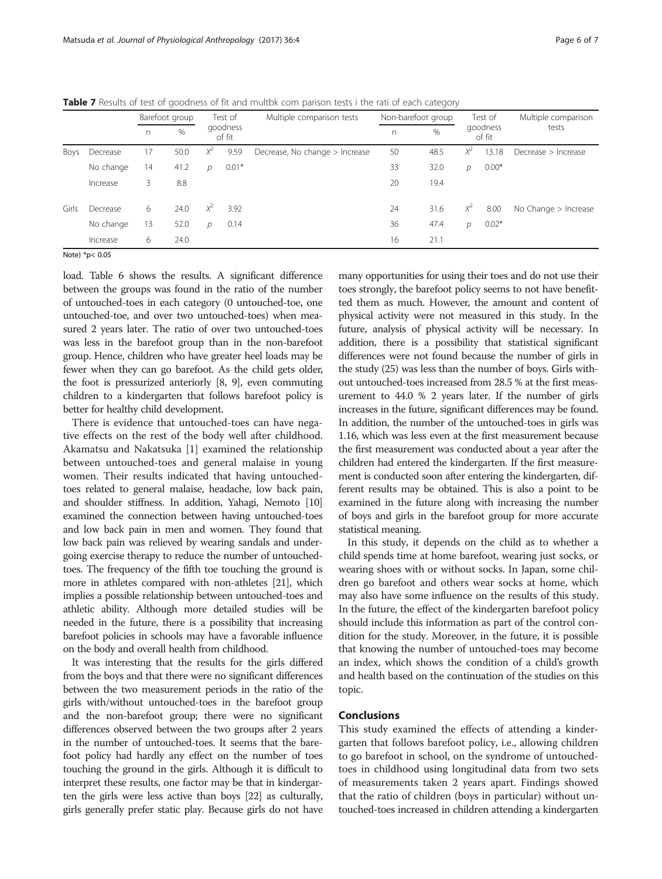**Table 7** Results of test of goodness of fit and multbk com parison tests i the rati of each category

| | | Barefoot group | | Test of goodness of fit | | Multiple comparison tests | Non-barefoot group | | Test of goodness of fit | | Multiple comparison tests |
|---|---|---|---|---|---|---|---|---|---|---|---|
| | | n | % | | | | n | % | | | |
| Boys | Decrease | 17 | 50.0 | $X^2$ | 9.59 | Decrease, No change > Increase | 50 | 48.5 | $X^2$ | 13.18 | Decrease > Increase |
| | No change | 14 | 41.2 | $p$ | 0.01* | | 33 | 32.0 | $p$ | 0.00* | |
| | Increase | 3 | 8.8 | | | | 20 | 19.4 | | | |
| Girls | Decrease | 6 | 24.0 | $X^2$ | 3.92 | | 24 | 31.6 | $X^2$ | 8.00 | No Change > Increase |
| | No change | 13 | 52.0 | $p$ | 0.14 | | 36 | 47.4 | $p$ | 0.02* | |
| | Increase | 6 | 24.0 | | | | 16 | 21.1 | | | |

Note) *$p < 0.05$

load. Table 6 shows the results. A significant difference between the groups was found in the ratio of the number of untouched-toes in each category (0 untouched-toe, one untouched-toe, and over two untouched-toes) when measured 2 years later. The ratio of over two untouched-toes was less in the barefoot group than in the non-barefoot group. Hence, children who have greater heel loads may be fewer when they can go barefoot. As the child gets older, the foot is pressurized anteriorly [8, 9], even commuting children to a kindergarten that follows barefoot policy is better for healthy child development.

There is evidence that untouched-toes can have negative effects on the rest of the body well after childhood. Akamatsu and Nakatsuka [1] examined the relationship between untouched-toes and general malaise in young women. Their results indicated that having untouched-toes related to general malaise, headache, low back pain, and shoulder stiffness. In addition, Yahagi, Nemoto [10] examined the connection between having untouched-toes and low back pain in men and women. They found that low back pain was relieved by wearing sandals and undergoing exercise therapy to reduce the number of untouched-toes. The frequency of the fifth toe touching the ground is more in athletes compared with non-athletes [21], which implies a possible relationship between untouched-toes and athletic ability. Although more detailed studies will be needed in the future, there is a possibility that increasing barefoot policies in schools may have a favorable influence on the body and overall health from childhood.

It was interesting that the results for the girls differed from the boys and that there were no significant differences between the two measurement periods in the ratio of the girls with/without untouched-toes in the barefoot group and the non-barefoot group; there were no significant differences observed between the two groups after 2 years in the number of untouched-toes. It seems that the barefoot policy had hardly any effect on the number of toes touching the ground in the girls. Although it is difficult to interpret these results, one factor may be that in kindergarten the girls were less active than boys [22] as culturally, girls generally prefer static play. Because girls do not have many opportunities for using their toes and do not use their toes strongly, the barefoot policy seems to not have benefitted them as much. However, the amount and content of physical activity were not measured in this study. In the future, analysis of physical activity will be necessary. In addition, there is a possibility that statistical significant differences were not found because the number of girls in the study (25) was less than the number of boys. Girls without untouched-toes increased from 28.5 % at the first measurement to 44.0 % 2 years later. If the number of girls increases in the future, significant differences may be found. In addition, the number of the untouched-toes in girls was 1.16, which was less even at the first measurement because the first measurement was conducted about a year after the children had entered the kindergarten. If the first measurement is conducted soon after entering the kindergarten, different results may be obtained. This is also a point to be examined in the future along with increasing the number of boys and girls in the barefoot group for more accurate statistical meaning.

In this study, it depends on the child as to whether a child spends time at home barefoot, wearing just socks, or wearing shoes with or without socks. In Japan, some children go barefoot and others wear socks at home, which may also have some influence on the results of this study. In the future, the effect of the kindergarten barefoot policy should include this information as part of the control condition for the study. Moreover, in the future, it is possible that knowing the number of untouched-toes may become an index, which shows the condition of a child's growth and health based on the continuation of the studies on this topic.

## Conclusions

This study examined the effects of attending a kindergarten that follows barefoot policy, i.e., allowing children to go barefoot in school, on the syndrome of untouched-toes in childhood using longitudinal data from two sets of measurements taken 2 years apart. Findings showed that the ratio of children (boys in particular) without untouched-toes increased in children attending a kindergarten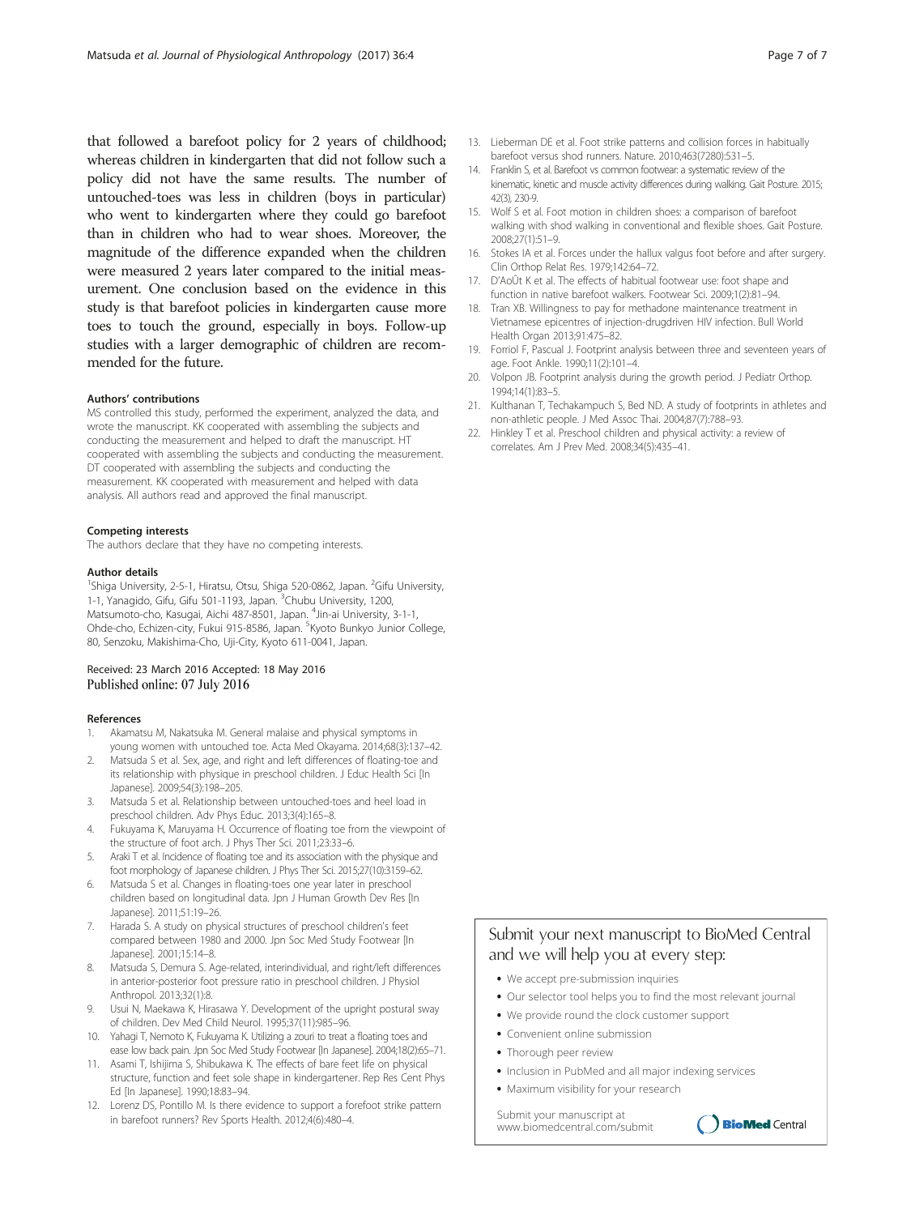that followed a barefoot policy for 2 years of childhood; whereas children in kindergarten that did not follow such a policy did not have the same results. The number of untouched-toes was less in children (boys in particular) who went to kindergarten where they could go barefoot than in children who had to wear shoes. Moreover, the magnitude of the difference expanded when the children were measured 2 years later compared to the initial measurement. One conclusion based on the evidence in this study is that barefoot policies in kindergarten cause more toes to touch the ground, especially in boys. Follow-up studies with a larger demographic of children are recommended for the future.

#### Authors' contributions

MS controlled this study, performed the experiment, analyzed the data, and wrote the manuscript. KK cooperated with assembling the subjects and conducting the measurement and helped to draft the manuscript. HT cooperated with assembling the subjects and conducting the measurement. DT cooperated with assembling the subjects and conducting the measurement. KK cooperated with measurement and helped with data analysis. All authors read and approved the final manuscript.

#### Competing interests

The authors declare that they have no competing interests.

#### Author details

[1]Shiga University, 2-5-1, Hiratsu, Otsu, Shiga 520-0862, Japan. [2]Gifu University, 1-1, Yanagido, Gifu, Gifu 501-1193, Japan. [3]Chubu University, 1200, Matsumoto-cho, Kasugai, Aichi 487-8501, Japan. [4]Jin-ai University, 3-1-1, Ohde-cho, Echizen-city, Fukui 915-8586, Japan. [5]Kyoto Bunkyo Junior College, 80, Senzoku, Makishima-Cho, Uji-City, Kyoto 611-0041, Japan.

Received: 23 March 2016 Accepted: 18 May 2016
Published online: 07 July 2016

#### References

1. Akamatsu M, Nakatsuka M. General malaise and physical symptoms in young women with untouched toe. Acta Med Okayama. 2014;68(3):137–42.
2. Matsuda S et al. Sex, age, and right and left differences of floating-toe and its relationship with physique in preschool children. J Educ Health Sci [In Japanese]. 2009;54(3):198–205.
3. Matsuda S et al. Relationship between untouched-toes and heel load in preschool children. Adv Phys Educ. 2013;3(4):165–8.
4. Fukuyama K, Maruyama H. Occurrence of floating toe from the viewpoint of the structure of foot arch. J Phys Ther Sci. 2011;23:33–6.
5. Araki T et al. Incidence of floating toe and its association with the physique and foot morphology of Japanese children. J Phys Ther Sci. 2015;27(10):3159–62.
6. Matsuda S et al. Changes in floating-toes one year later in preschool children based on longitudinal data. Jpn J Human Growth Dev Res [In Japanese]. 2011;51:19–26.
7. Harada S. A study on physical structures of preschool children's feet compared between 1980 and 2000. Jpn Soc Med Study Footwear [In Japanese]. 2001;15:14–8.
8. Matsuda S, Demura S. Age-related, interindividual, and right/left differences in anterior-posterior foot pressure ratio in preschool children. J Physiol Anthropol. 2013;32(1):8.
9. Usui N, Maekawa K, Hirasawa Y. Development of the upright postural sway of children. Dev Med Child Neurol. 1995;37(11):985–96.
10. Yahagi T, Nemoto K, Fukuyama K. Utilizing a zouri to treat a floating toes and ease low back pain. Jpn Soc Med Study Footwear [In Japanese]. 2004;18(2):65–71.
11. Asami T, Ishijima S, Shibukawa K. The effects of bare feet life on physical structure, function and feet sole shape in kindergartener. Rep Res Cent Phys Ed [In Japanese]. 1990;18:83–94.
12. Lorenz DS, Pontillo M. Is there evidence to support a forefoot strike pattern in barefoot runners? Rev Sports Health. 2012;4(6):480–4.
13. Lieberman DE et al. Foot strike patterns and collision forces in habitually barefoot versus shod runners. Nature. 2010;463(7280):531–5.
14. Franklin S, et al. Barefoot vs common footwear: a systematic review of the kinematic, kinetic and muscle activity differences during walking. Gait Posture. 2015; 42(3), 230-9.
15. Wolf S et al. Foot motion in children shoes: a comparison of barefoot walking with shod walking in conventional and flexible shoes. Gait Posture. 2008;27(1):51–9.
16. Stokes IA et al. Forces under the hallux valgus foot before and after surgery. Clin Orthop Relat Res. 1979;142:64–72.
17. D'AoÛt K et al. The effects of habitual footwear use: foot shape and function in native barefoot walkers. Footwear Sci. 2009;1(2):81–94.
18. Tran XB. Willingness to pay for methadone maintenance treatment in Vietnamese epicentres of injection-drugdriven HIV infection. Bull World Health Organ 2013;91:475–82.
19. Forriol F, Pascual J. Footprint analysis between three and seventeen years of age. Foot Ankle. 1990;11(2):101–4.
20. Volpon JB. Footprint analysis during the growth period. J Pediatr Orthop. 1994;14(1):83–5.
21. Kulthanan T, Techakampuch S, Bed ND. A study of footprints in athletes and non-athletic people. J Med Assoc Thai. 2004;87(7):788–93.
22. Hinkley T et al. Preschool children and physical activity: a review of correlates. Am J Prev Med. 2008;34(5):435–41.

Submit your next manuscript to BioMed Central and we will help you at every step:

- We accept pre-submission inquiries
- Our selector tool helps you to find the most relevant journal
- We provide round the clock customer support
- Convenient online submission
- Thorough peer review
- Inclusion in PubMed and all major indexing services
- Maximum visibility for your research

Submit your manuscript at
www.biomedcentral.com/submit

BioMed Central